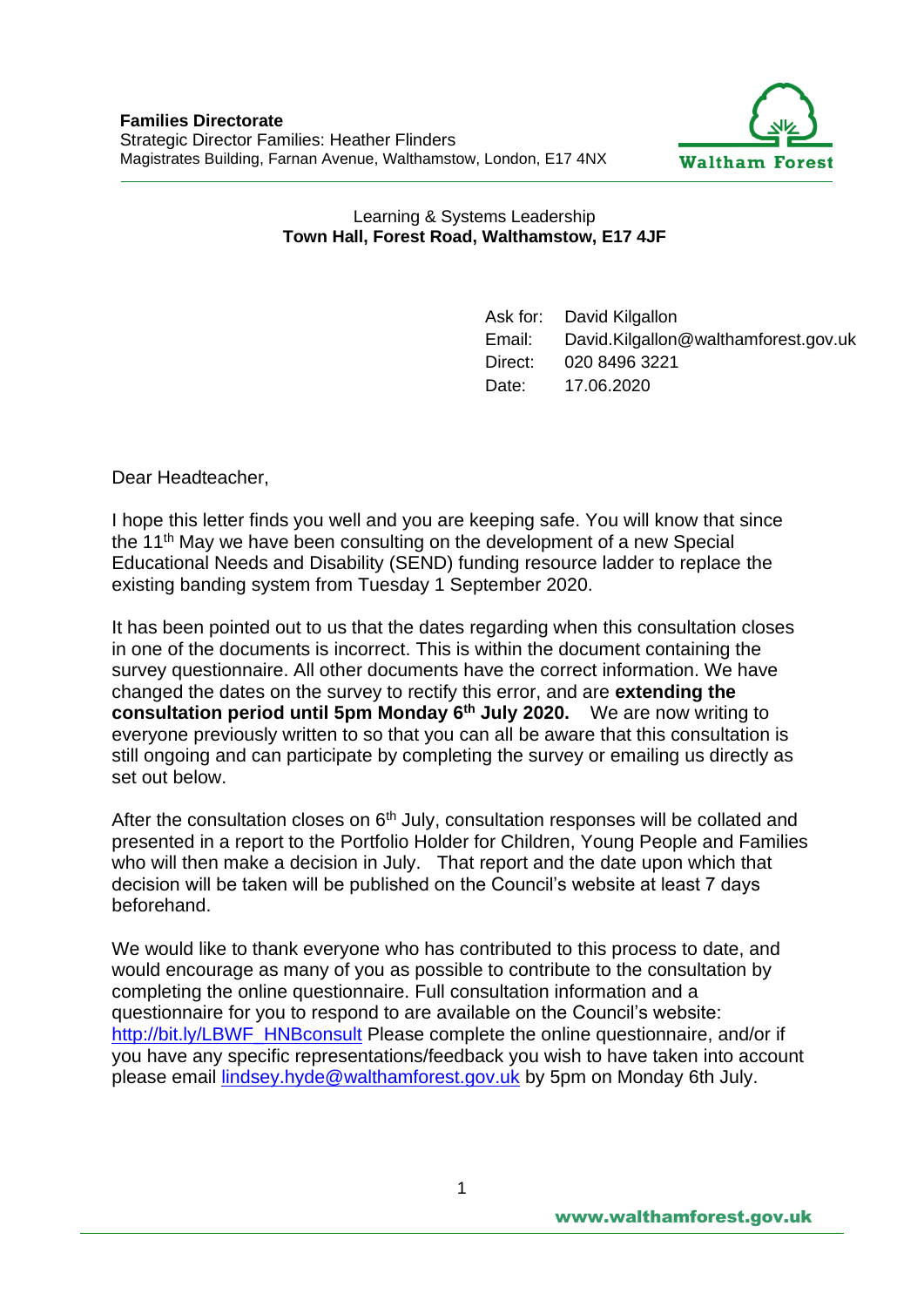**Families Directorate**
Strategic Director Families: Heather Flinders
Magistrates Building, Farnan Avenue, Walthamstow, London, E17 4NX

Waltham Forest

Learning & Systems Leadership
**Town Hall, Forest Road, Walthamstow, E17 4JF**

| | |
|---|---|
| Ask for: | David Kilgallon |
| Email: | David.Kilgallon@walthamforest.gov.uk |
| Direct: | 020 8496 3221 |
| Date: | 17.06.2020 |

Dear Headteacher,

I hope this letter finds you well and you are keeping safe. You will know that since the 11th May we have been consulting on the development of a new Special Educational Needs and Disability (SEND) funding resource ladder to replace the existing banding system from Tuesday 1 September 2020.

It has been pointed out to us that the dates regarding when this consultation closes in one of the documents is incorrect. This is within the document containing the survey questionnaire. All other documents have the correct information. We have changed the dates on the survey to rectify this error, and are **extending the consultation period until 5pm Monday 6th July 2020.** We are now writing to everyone previously written to so that you can all be aware that this consultation is still ongoing and can participate by completing the survey or emailing us directly as set out below.

After the consultation closes on 6th July, consultation responses will be collated and presented in a report to the Portfolio Holder for Children, Young People and Families who will then make a decision in July. That report and the date upon which that decision will be taken will be published on the Council's website at least 7 days beforehand.

We would like to thank everyone who has contributed to this process to date, and would encourage as many of you as possible to contribute to the consultation by completing the online questionnaire. Full consultation information and a questionnaire for you to respond to are available on the Council's website: [http://bit.ly/LBWF_HNBconsult](http://bit.ly/LBWF_HNBconsult) Please complete the online questionnaire, and/or if you have any specific representations/feedback you wish to have taken into account please email [lindsey.hyde@walthamforest.gov.uk](mailto:lindsey.hyde@walthamforest.gov.uk) by 5pm on Monday 6th July.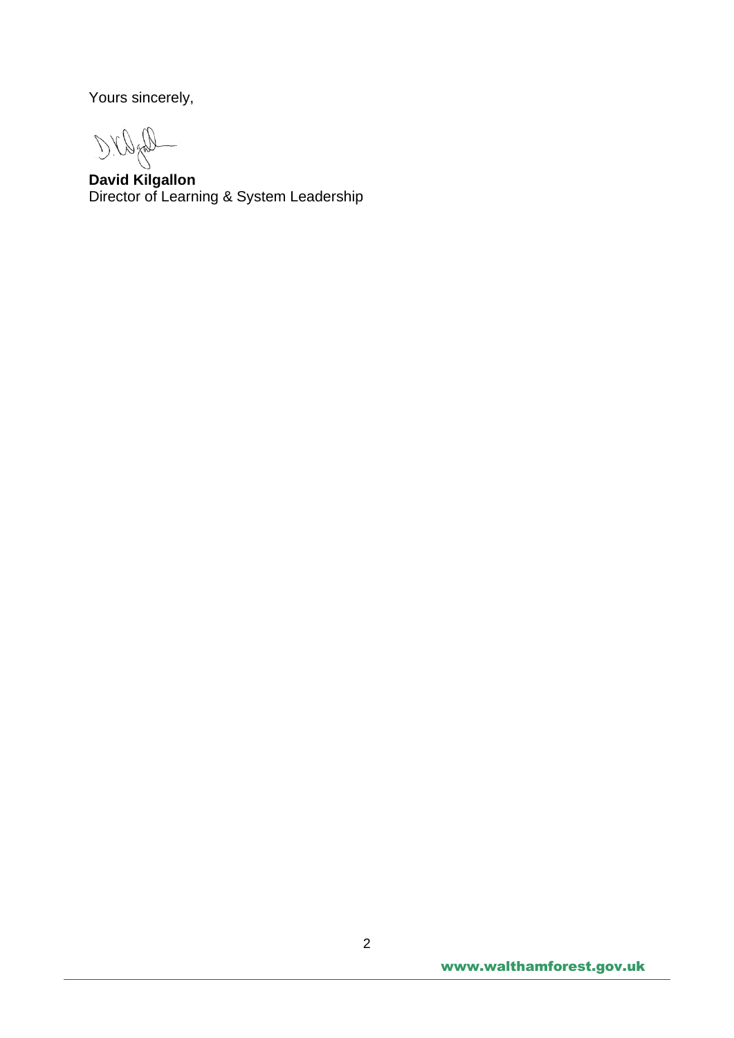Yours sincerely,

**David Kilgallon**
Director of Learning & System Leadership